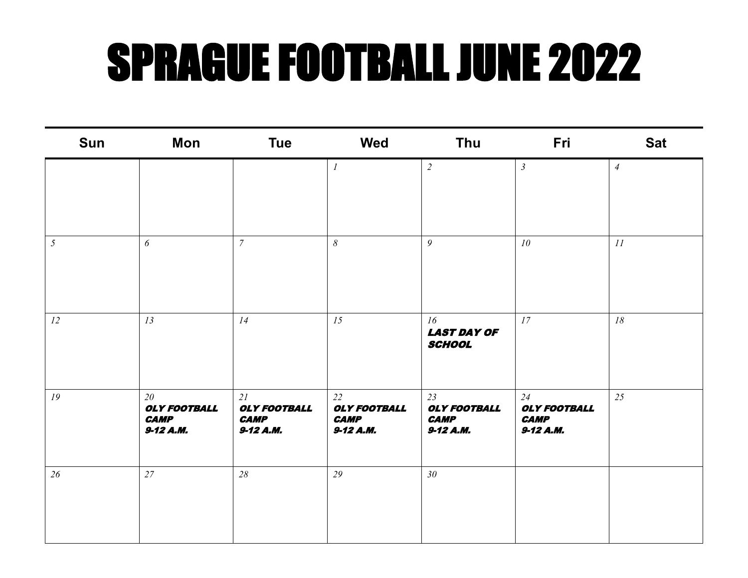# SPRAGUE FOOTBALL JUNE 2022

| Sun | Mon | Tue | Wed | Thu | Fri | Sat |
|---|---|---|---|---|---|---|
| | | | *1* | *2* | *3* | *4* |
| *5* | *6* | *7* | *8* | *9* | *10* | *11* |
| *12* | *13* | *14* | *15* | *16* ***LAST DAY OF SCHOOL*** | *17* | *18* |
| *19* | *20* ***OLY FOOTBALL CAMP 9-12 A.M.*** | *21* ***OLY FOOTBALL CAMP 9-12 A.M.*** | *22* ***OLY FOOTBALL CAMP 9-12 A.M.*** | *23* ***OLY FOOTBALL CAMP 9-12 A.M.*** | *24* ***OLY FOOTBALL CAMP 9-12 A.M.*** | *25* |
| *26* | *27* | *28* | *29* | *30* | | |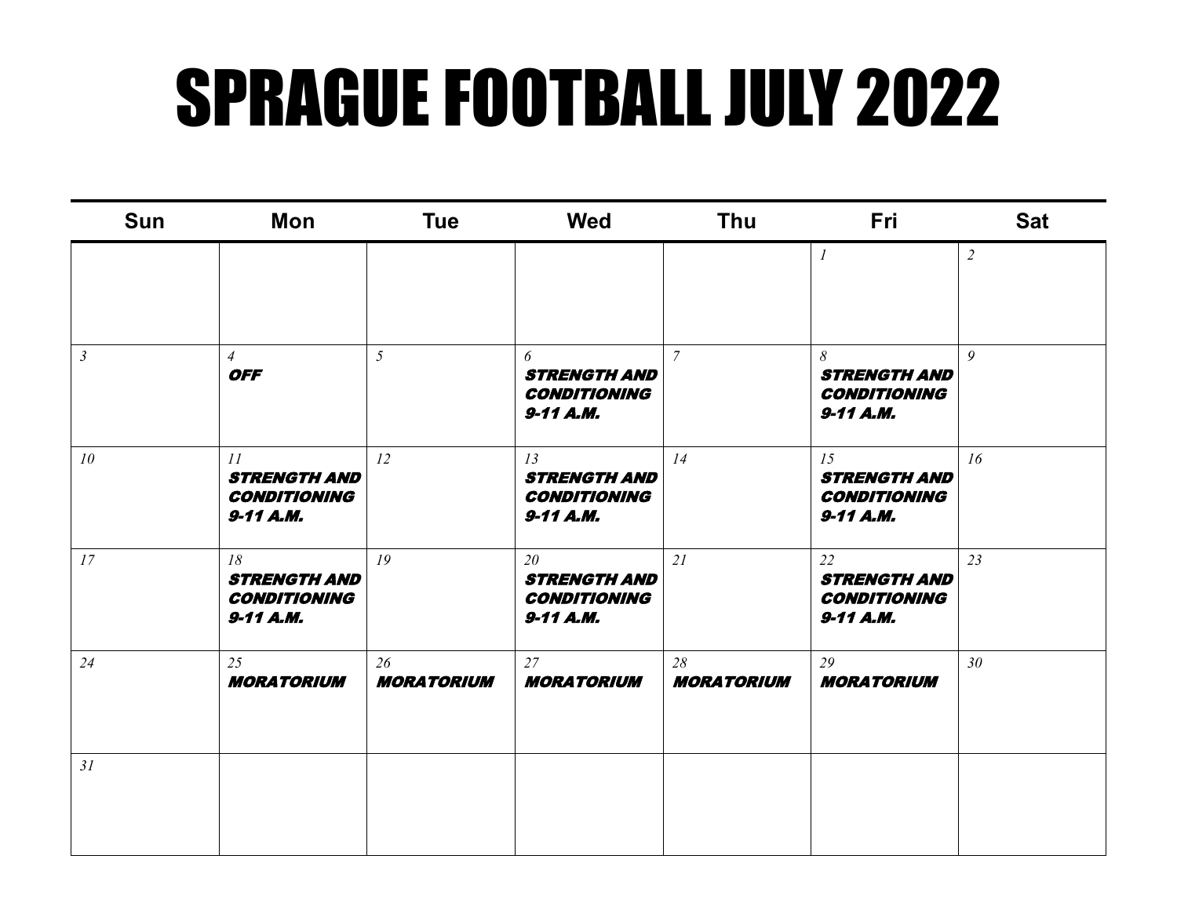# SPRAGUE FOOTBALL JULY 2022

| Sun | Mon | Tue | Wed | Thu | Fri | Sat |
|---|---|---|---|---|---|---|
| | | | | | 1 | 2 |
| 3 | 4 ***OFF*** | 5 | 6 ***STRENGTH AND CONDITIONING 9-11 A.M.*** | 7 | 8 ***STRENGTH AND CONDITIONING 9-11 A.M.*** | 9 |
| 10 | 11 ***STRENGTH AND CONDITIONING 9-11 A.M.*** | 12 | 13 ***STRENGTH AND CONDITIONING 9-11 A.M.*** | 14 | 15 ***STRENGTH AND CONDITIONING 9-11 A.M.*** | 16 |
| 17 | 18 ***STRENGTH AND CONDITIONING 9-11 A.M.*** | 19 | 20 ***STRENGTH AND CONDITIONING 9-11 A.M.*** | 21 | 22 ***STRENGTH AND CONDITIONING 9-11 A.M.*** | 23 |
| 24 | 25 ***MORATORIUM*** | 26 ***MORATORIUM*** | 27 ***MORATORIUM*** | 28 ***MORATORIUM*** | 29 ***MORATORIUM*** | 30 |
| 31 | | | | | | |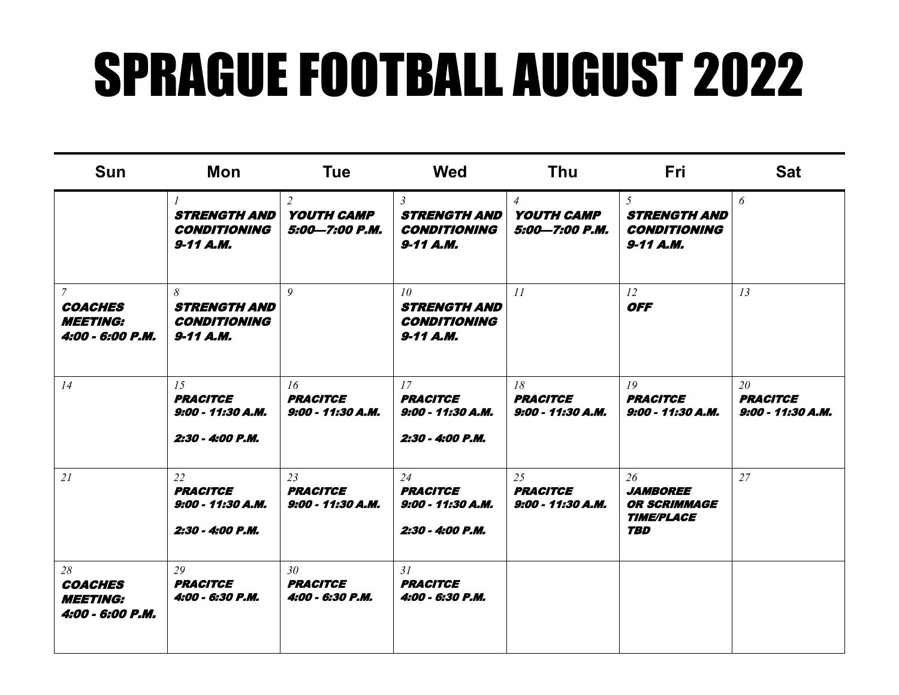# SPRAGUE FOOTBALL AUGUST 2022

| Sun | Mon | Tue | Wed | Thu | Fri | Sat |
|---|---|---|---|---|---|---|
| | 1<br>***STRENGTH AND CONDITIONING 9-11 A.M.*** | 2<br>***YOUTH CAMP 5:00—7:00 P.M.*** | 3<br>***STRENGTH AND CONDITIONING 9-11 A.M.*** | 4<br>***YOUTH CAMP 5:00—7:00 P.M.*** | 5<br>***STRENGTH AND CONDITIONING 9-11 A.M.*** | 6 |
| 7<br>***COACHES MEETING: 4:00 - 6:00 P.M.*** | 8<br>***STRENGTH AND CONDITIONING 9-11 A.M.*** | 9 | 10<br>***STRENGTH AND CONDITIONING 9-11 A.M.*** | 11 | 12<br>***OFF*** | 13 |
| 14 | 15<br>***PRACITCE 9:00 - 11:30 A.M.***<br><br>***2:30 - 4:00 P.M.*** | 16<br>***PRACITCE 9:00 - 11:30 A.M.*** | 17<br>***PRACITCE 9:00 - 11:30 A.M.***<br><br>***2:30 - 4:00 P.M.*** | 18<br>***PRACITCE 9:00 - 11:30 A.M.*** | 19<br>***PRACITCE 9:00 - 11:30 A.M.*** | 20<br>***PRACITCE 9:00 - 11:30 A.M.*** |
| 21 | 22<br>***PRACITCE 9:00 - 11:30 A.M.***<br><br>***2:30 - 4:00 P.M.*** | 23<br>***PRACITCE 9:00 - 11:30 A.M.*** | 24<br>***PRACITCE 9:00 - 11:30 A.M.***<br><br>***2:30 - 4:00 P.M.*** | 25<br>***PRACITCE 9:00 - 11:30 A.M.*** | 26<br>***JAMBOREE OR SCRIMMAGE TIME/PLACE TBD*** | 27 |
| 28<br>***COACHES MEETING: 4:00 - 6:00 P.M.*** | 29<br>***PRACITCE 4:00 - 6:30 P.M.*** | 30<br>***PRACITCE 4:00 - 6:30 P.M.*** | 31<br>***PRACITCE 4:00 - 6:30 P.M.*** | | | |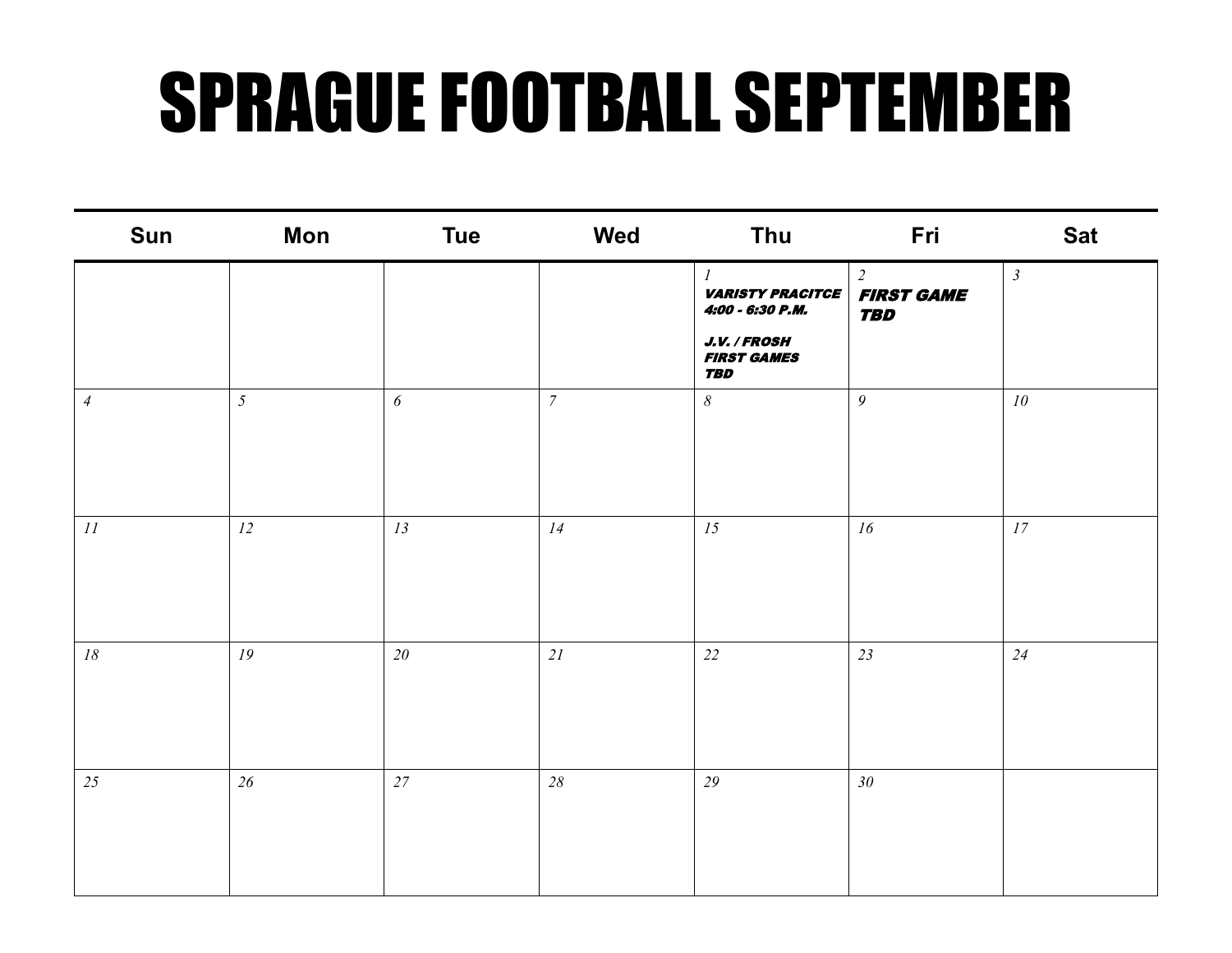# SPRAGUE FOOTBALL SEPTEMBER

| Sun | Mon | Tue | Wed | Thu | Fri | Sat |
|---|---|---|---|---|---|---|
| | | | | *1*<br>***VARISTY PRACITCE 4:00 - 6:30 P.M.***<br><br>***J.V. / FROSH FIRST GAMES TBD*** | *2*<br>***FIRST GAME TBD*** | *3* |
| *4* | *5* | *6* | *7* | *8* | *9* | *10* |
| *11* | *12* | *13* | *14* | *15* | *16* | *17* |
| *18* | *19* | *20* | *21* | *22* | *23* | *24* |
| *25* | *26* | *27* | *28* | *29* | *30* | |